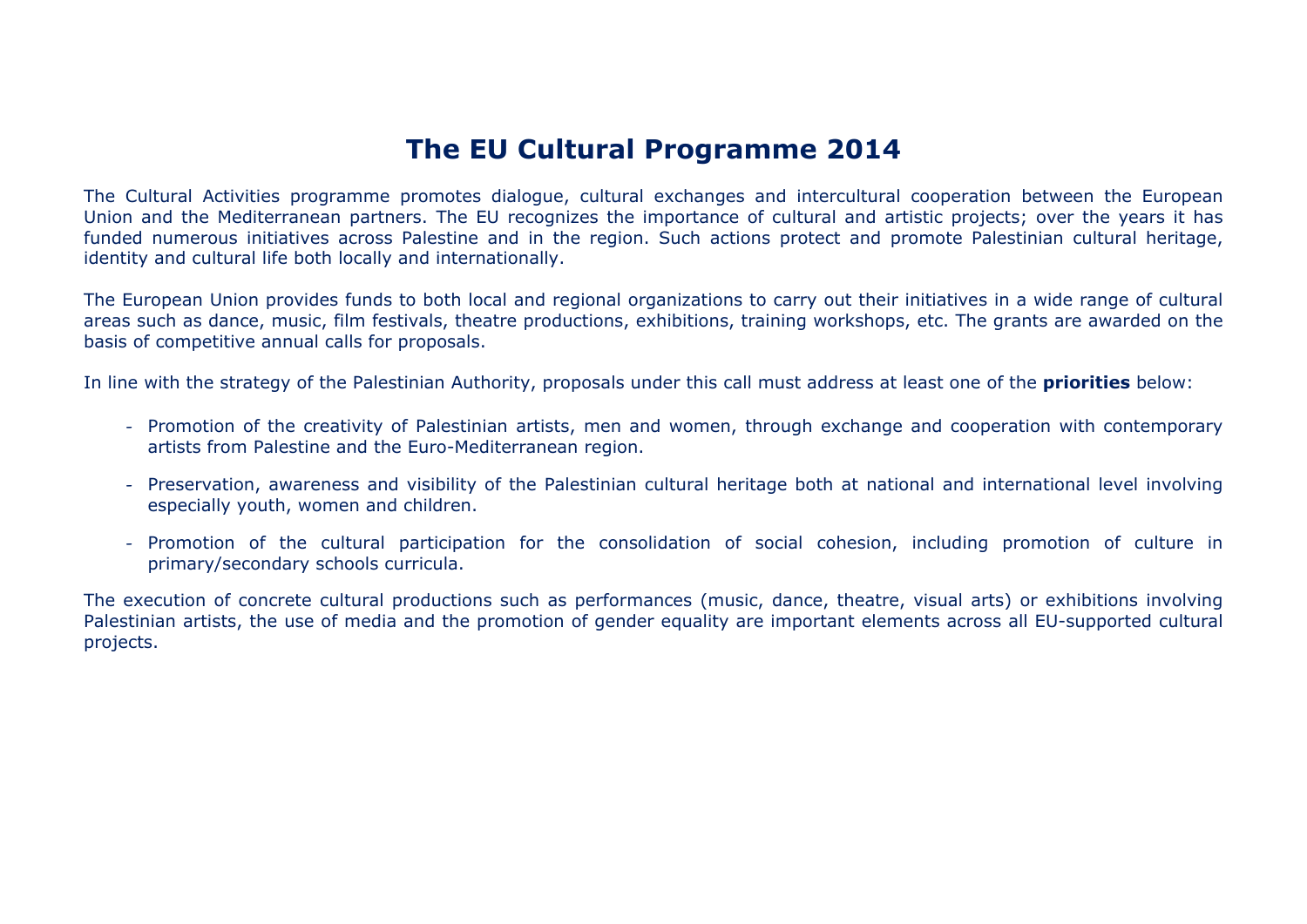# The EU Cultural Programme 2014

The Cultural Activities programme promotes dialogue, cultural exchanges and intercultural cooperation between the European Union and the Mediterranean partners. The EU recognizes the importance of cultural and artistic projects; over the years it has funded numerous initiatives across Palestine and in the region. Such actions protect and promote Palestinian cultural heritage, identity and cultural life both locally and internationally.

The European Union provides funds to both local and regional organizations to carry out their initiatives in a wide range of cultural areas such as dance, music, film festivals, theatre productions, exhibitions, training workshops, etc. The grants are awarded on the basis of competitive annual calls for proposals.

In line with the strategy of the Palestinian Authority, proposals under this call must address at least one of the **priorities** below:

- Promotion of the creativity of Palestinian artists, men and women, through exchange and cooperation with contemporary artists from Palestine and the Euro-Mediterranean region.
- Preservation, awareness and visibility of the Palestinian cultural heritage both at national and international level involving especially youth, women and children.
- Promotion of the cultural participation for the consolidation of social cohesion, including promotion of culture in primary/secondary schools curricula.

The execution of concrete cultural productions such as performances (music, dance, theatre, visual arts) or exhibitions involving Palestinian artists, the use of media and the promotion of gender equality are important elements across all EU-supported cultural projects.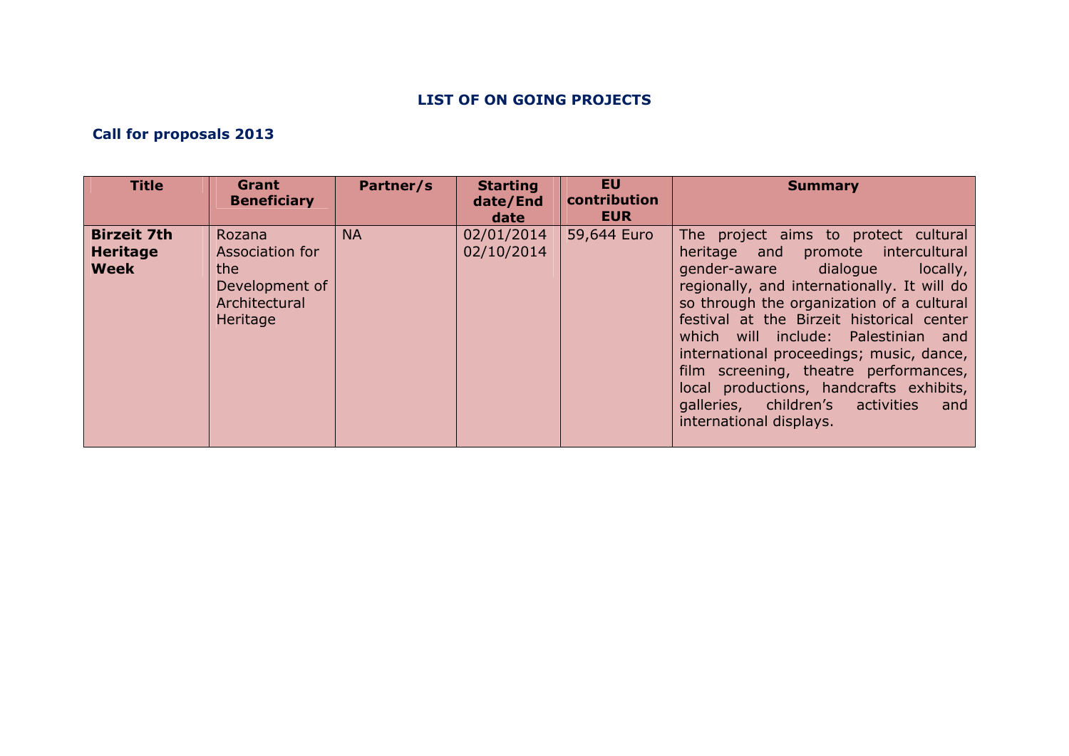## LIST OF ON GOING PROJECTS

### Call for proposals 2013

| Title | Grant Beneficiary | Partner/s | Starting date/End date | EU contribution EUR | Summary |
|---|---|---|---|---|---|
| **Birzeit 7th Heritage Week** | Rozana Association for the Development of Architectural Heritage | NA | 02/01/2014 02/10/2014 | 59,644 Euro | The project aims to protect cultural heritage and promote intercultural gender-aware dialogue locally, regionally, and internationally. It will do so through the organization of a cultural festival at the Birzeit historical center which will include: Palestinian and international proceedings; music, dance, film screening, theatre performances, local productions, handcrafts exhibits, galleries, children's activities and international displays. |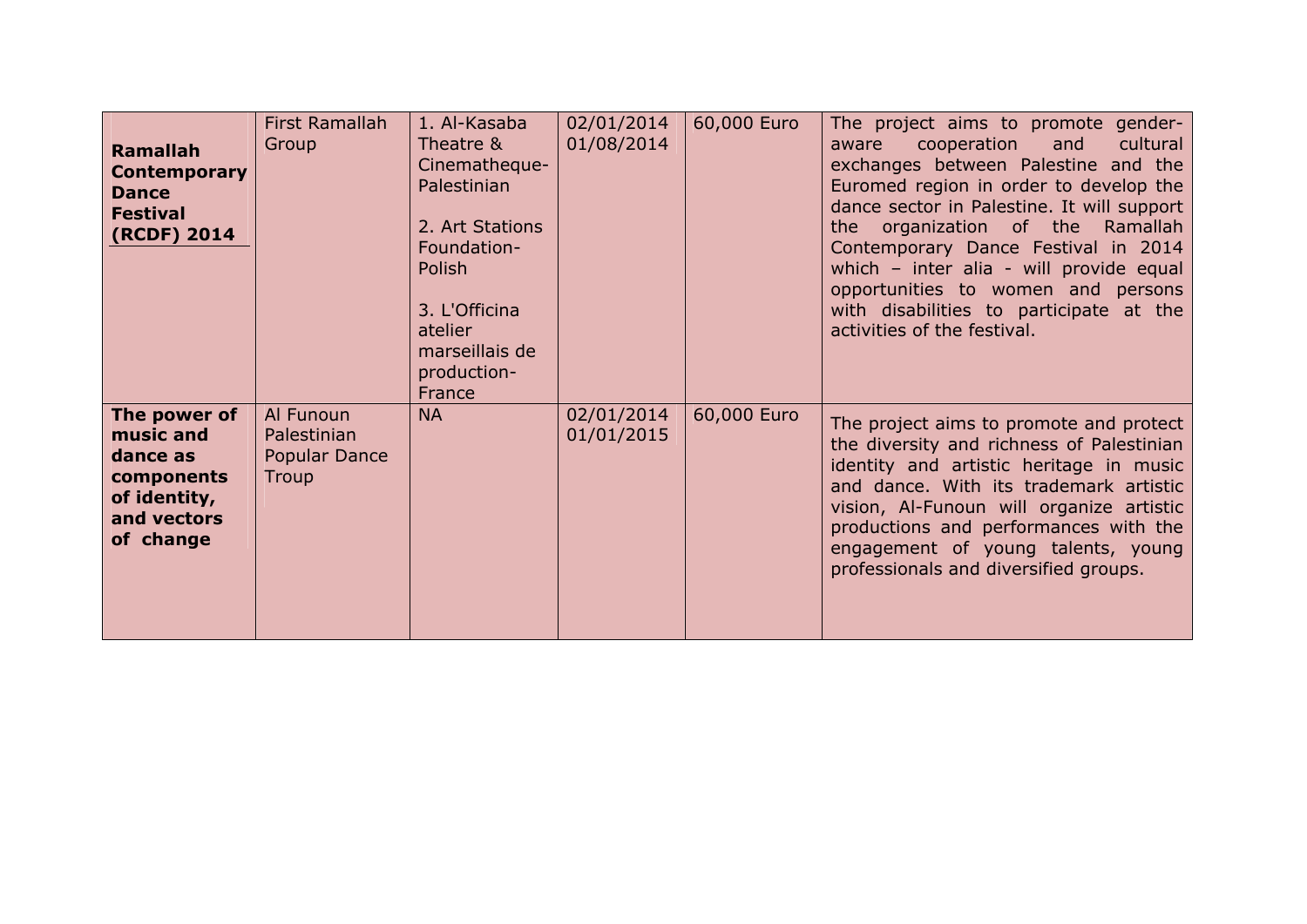| | | | | | |
|---|---|---|---|---|---|
| **Ramallah Contemporary Dance Festival (RCDF) 2014** | First Ramallah Group | 1. Al-Kasaba Theatre & Cinematheque-Palestinian<br><br>2. Art Stations Foundation-Polish<br><br>3. L'Officina atelier marseillais de production-France | 02/01/2014 01/08/2014 | 60,000 Euro | The project aims to promote gender-aware cooperation and cultural exchanges between Palestine and the Euromed region in order to develop the dance sector in Palestine. It will support the organization of the Ramallah Contemporary Dance Festival in 2014 which – inter alia - will provide equal opportunities to women and persons with disabilities to participate at the activities of the festival. |
| **The power of music and dance as components of identity, and vectors of change** | Al Funoun Palestinian Popular Dance Troup | NA | 02/01/2014 01/01/2015 | 60,000 Euro | The project aims to promote and protect the diversity and richness of Palestinian identity and artistic heritage in music and dance. With its trademark artistic vision, Al-Funoun will organize artistic productions and performances with the engagement of young talents, young professionals and diversified groups. |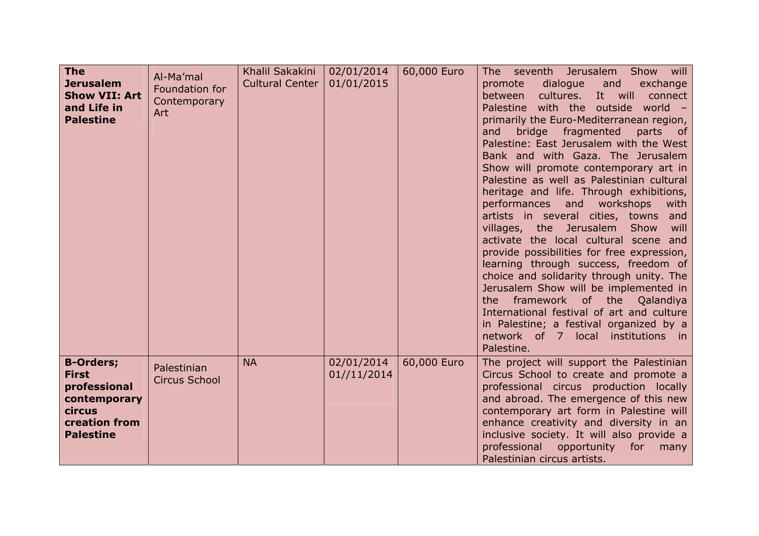| | | | | | |
|---|---|---|---|---|---|
| **The Jerusalem Show VII: Art and Life in Palestine** | Al-Ma'mal Foundation for Contemporary Art | Khalil Sakakini Cultural Center | 02/01/2014 01/01/2015 | 60,000 Euro | The seventh Jerusalem Show will promote dialogue and exchange between cultures. It will connect Palestine with the outside world – primarily the Euro-Mediterranean region, and bridge fragmented parts of Palestine: East Jerusalem with the West Bank and with Gaza. The Jerusalem Show will promote contemporary art in Palestine as well as Palestinian cultural heritage and life. Through exhibitions, performances and workshops with artists in several cities, towns and villages, the Jerusalem Show will activate the local cultural scene and provide possibilities for free expression, learning through success, freedom of choice and solidarity through unity. The Jerusalem Show will be implemented in the framework of the Qalandiya International festival of art and culture in Palestine; a festival organized by a network of 7 local institutions in Palestine. |
| **B-Orders; First professional contemporary circus creation from Palestine** | Palestinian Circus School | NA | 02/01/2014 01//11/2014 | 60,000 Euro | The project will support the Palestinian Circus School to create and promote a professional circus production locally and abroad. The emergence of this new contemporary art form in Palestine will enhance creativity and diversity in an inclusive society. It will also provide a professional opportunity for many Palestinian circus artists. |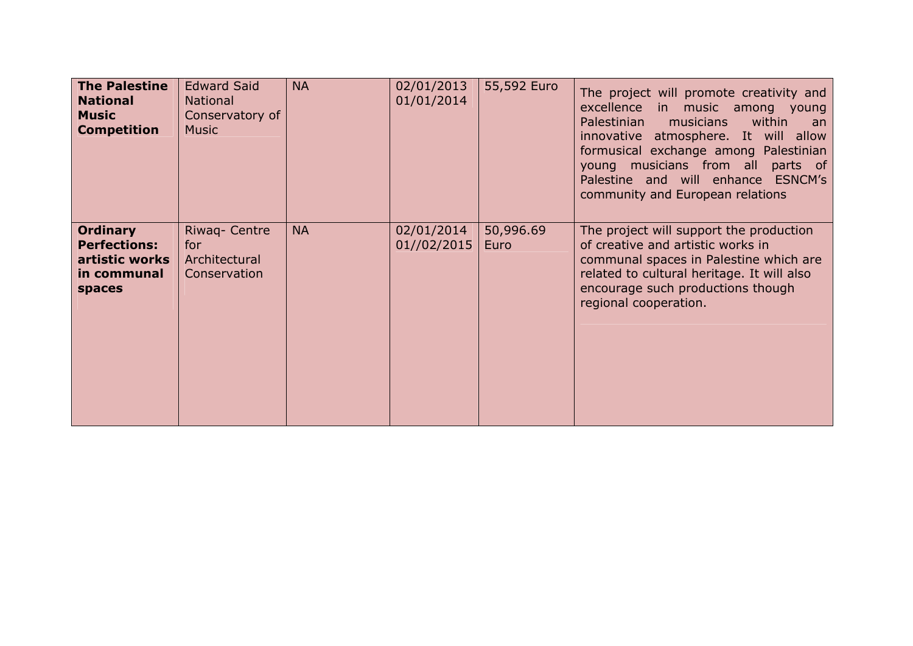| **The Palestine National Music Competition** | Edward Said National Conservatory of Music | NA | 02/01/2013 01/01/2014 | 55,592 Euro | The project will promote creativity and excellence in music among young Palestinian musicians within an innovative atmosphere. It will allow formusical exchange among Palestinian young musicians from all parts of Palestine and will enhance ESNCM's community and European relations |
|---|---|---|---|---|---|
| **Ordinary Perfections: artistic works in communal spaces** | Riwaq- Centre for Architectural Conservation | NA | 02/01/2014 01//02/2015 | 50,996.69 Euro | The project will support the production of creative and artistic works in communal spaces in Palestine which are related to cultural heritage. It will also encourage such productions though regional cooperation. |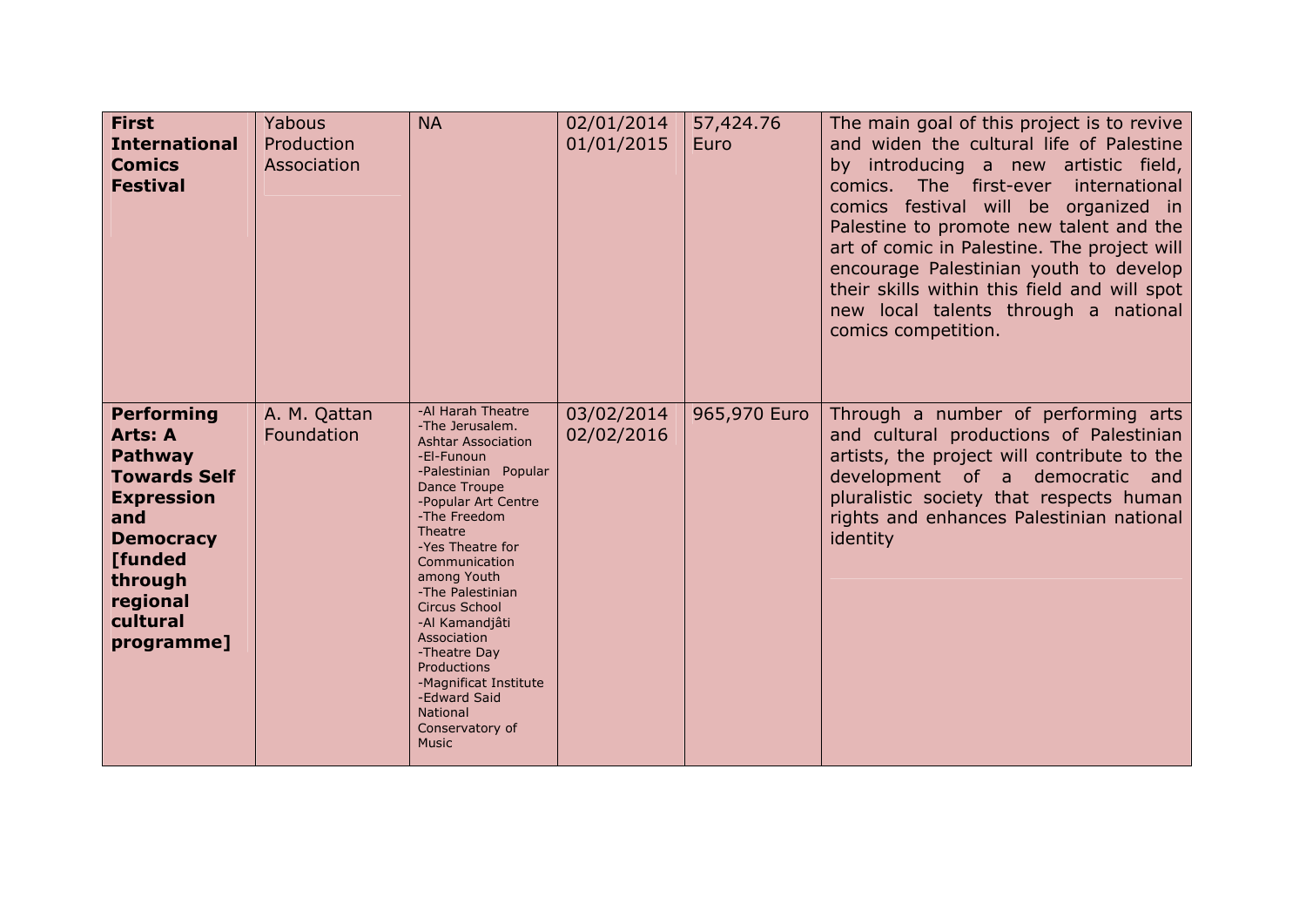| | | | | | |
|---|---|---|---|---|---|
| **First International Comics Festival** | Yabous Production Association | NA | 02/01/2014 01/01/2015 | 57,424.76 Euro | The main goal of this project is to revive and widen the cultural life of Palestine by introducing a new artistic field, comics. The first-ever international comics festival will be organized in Palestine to promote new talent and the art of comic in Palestine. The project will encourage Palestinian youth to develop their skills within this field and will spot new local talents through a national comics competition. |
| **Performing Arts: A Pathway Towards Self Expression and Democracy [funded through regional cultural programme]** | A. M. Qattan Foundation | -Al Harah Theatre<br>-The Jerusalem. Ashtar Association<br>-El-Funoun<br>-Palestinian Popular Dance Troupe<br>-Popular Art Centre<br>-The Freedom Theatre<br>-Yes Theatre for Communication among Youth<br>-The Palestinian Circus School<br>-Al Kamandjâti Association<br>-Theatre Day Productions<br>-Magnificat Institute<br>-Edward Said National Conservatory of Music | 03/02/2014 02/02/2016 | 965,970 Euro | Through a number of performing arts and cultural productions of Palestinian artists, the project will contribute to the development of a democratic and pluralistic society that respects human rights and enhances Palestinian national identity |